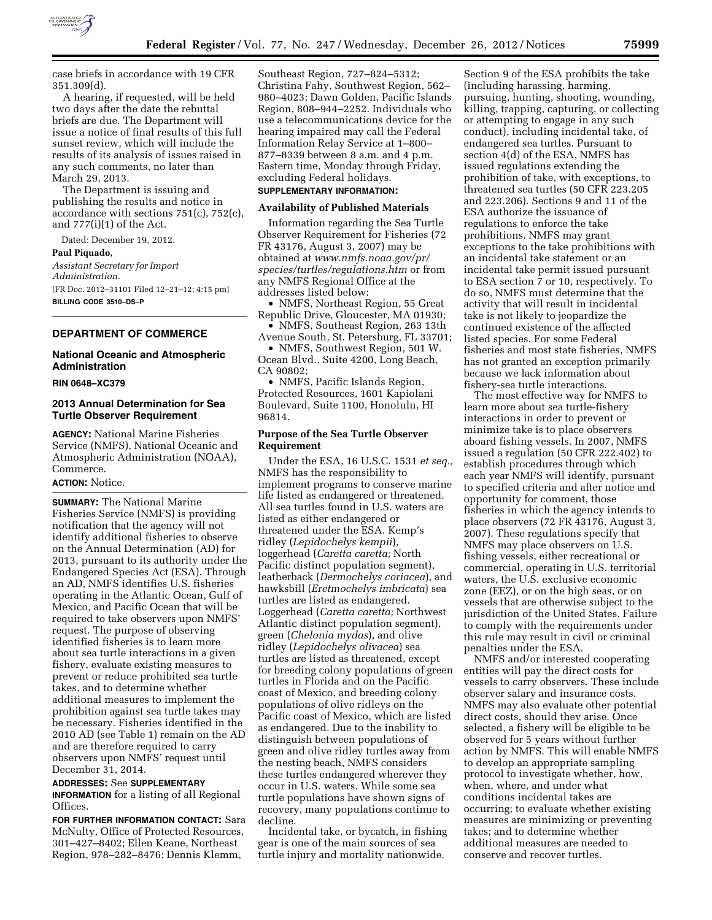case briefs in accordance with 19 CFR 351.309(d).

A hearing, if requested, will be held two days after the date the rebuttal briefs are due. The Department will issue a notice of final results of this full sunset review, which will include the results of its analysis of issues raised in any such comments, no later than March 29, 2013.

The Department is issuing and publishing the results and notice in accordance with sections 751(c), 752(c), and 777(i)(1) of the Act.

Dated: December 19, 2012.

**Paul Piquado,**

*Assistant Secretary for Import Administration.*

[FR Doc. 2012–31101 Filed 12–21–12; 4:15 pm]

**BILLING CODE 3510–DS–P**

---

## DEPARTMENT OF COMMERCE

### National Oceanic and Atmospheric Administration

**RIN 0648–XC379**

### 2013 Annual Determination for Sea Turtle Observer Requirement

**AGENCY:** National Marine Fisheries Service (NMFS), National Oceanic and Atmospheric Administration (NOAA), Commerce.

**ACTION:** Notice.

**SUMMARY:** The National Marine Fisheries Service (NMFS) is providing notification that the agency will not identify additional fisheries to observe on the Annual Determination (AD) for 2013, pursuant to its authority under the Endangered Species Act (ESA). Through an AD, NMFS identifies U.S. fisheries operating in the Atlantic Ocean, Gulf of Mexico, and Pacific Ocean that will be required to take observers upon NMFS' request. The purpose of observing identified fisheries is to learn more about sea turtle interactions in a given fishery, evaluate existing measures to prevent or reduce prohibited sea turtle takes, and to determine whether additional measures to implement the prohibition against sea turtle takes may be necessary. Fisheries identified in the 2010 AD (see Table 1) remain on the AD and are therefore required to carry observers upon NMFS' request until December 31, 2014.

**ADDRESSES:** See **SUPPLEMENTARY INFORMATION** for a listing of all Regional Offices.

**FOR FURTHER INFORMATION CONTACT:** Sara McNulty, Office of Protected Resources, 301–427–8402; Ellen Keane, Northeast Region, 978–282–8476; Dennis Klemm, Southeast Region, 727–824–5312; Christina Fahy, Southwest Region, 562–980–4023; Dawn Golden, Pacific Islands Region, 808–944–2252. Individuals who use a telecommunications device for the hearing impaired may call the Federal Information Relay Service at 1–800–877–8339 between 8 a.m. and 4 p.m. Eastern time, Monday through Friday, excluding Federal holidays.

**SUPPLEMENTARY INFORMATION:**

#### Availability of Published Materials

Information regarding the Sea Turtle Observer Requirement for Fisheries (72 FR 43176, August 3, 2007) may be obtained at *www.nmfs.noaa.gov/pr/species/turtles/regulations.htm* or from any NMFS Regional Office at the addresses listed below:

- NMFS, Northeast Region, 55 Great Republic Drive, Gloucester, MA 01930;
- NMFS, Southeast Region, 263 13th Avenue South, St. Petersburg, FL 33701;
- NMFS, Southwest Region, 501 W. Ocean Blvd., Suite 4200, Long Beach, CA 90802;
- NMFS, Pacific Islands Region, Protected Resources, 1601 Kapiolani Boulevard, Suite 1100, Honolulu, HI 96814.

#### Purpose of the Sea Turtle Observer Requirement

Under the ESA, 16 U.S.C. 1531 *et seq.,* NMFS has the responsibility to implement programs to conserve marine life listed as endangered or threatened. All sea turtles found in U.S. waters are listed as either endangered or threatened under the ESA. Kemp's ridley (*Lepidochelys kempii*), loggerhead (*Caretta caretta;* North Pacific distinct population segment), leatherback (*Dermochelys coriacea*), and hawksbill (*Eretmochelys imbricata*) sea turtles are listed as endangered. Loggerhead (*Caretta caretta;* Northwest Atlantic distinct population segment), green (*Chelonia mydas*), and olive ridley (*Lepidochelys olivacea*) sea turtles are listed as threatened, except for breeding colony populations of green turtles in Florida and on the Pacific coast of Mexico, and breeding colony populations of olive ridleys on the Pacific coast of Mexico, which are listed as endangered. Due to the inability to distinguish between populations of green and olive ridley turtles away from the nesting beach, NMFS considers these turtles endangered wherever they occur in U.S. waters. While some sea turtle populations have shown signs of recovery, many populations continue to decline.

Incidental take, or bycatch, in fishing gear is one of the main sources of sea turtle injury and mortality nationwide. Section 9 of the ESA prohibits the take (including harassing, harming, pursuing, hunting, shooting, wounding, killing, trapping, capturing, or collecting or attempting to engage in any such conduct), including incidental take, of endangered sea turtles. Pursuant to section 4(d) of the ESA, NMFS has issued regulations extending the prohibition of take, with exceptions, to threatened sea turtles (50 CFR 223.205 and 223.206). Sections 9 and 11 of the ESA authorize the issuance of regulations to enforce the take prohibitions. NMFS may grant exceptions to the take prohibitions with an incidental take statement or an incidental take permit issued pursuant to ESA section 7 or 10, respectively. To do so, NMFS must determine that the activity that will result in incidental take is not likely to jeopardize the continued existence of the affected listed species. For some Federal fisheries and most state fisheries, NMFS has not granted an exception primarily because we lack information about fishery-sea turtle interactions.

The most effective way for NMFS to learn more about sea turtle-fishery interactions in order to prevent or minimize take is to place observers aboard fishing vessels. In 2007, NMFS issued a regulation (50 CFR 222.402) to establish procedures through which each year NMFS will identify, pursuant to specified criteria and after notice and opportunity for comment, those fisheries in which the agency intends to place observers (72 FR 43176, August 3, 2007). These regulations specify that NMFS may place observers on U.S. fishing vessels, either recreational or commercial, operating in U.S. territorial waters, the U.S. exclusive economic zone (EEZ), or on the high seas, or on vessels that are otherwise subject to the jurisdiction of the United States. Failure to comply with the requirements under this rule may result in civil or criminal penalties under the ESA.

NMFS and/or interested cooperating entities will pay the direct costs for vessels to carry observers. These include observer salary and insurance costs. NMFS may also evaluate other potential direct costs, should they arise. Once selected, a fishery will be eligible to be observed for 5 years without further action by NMFS. This will enable NMFS to develop an appropriate sampling protocol to investigate whether, how, when, where, and under what conditions incidental takes are occurring; to evaluate whether existing measures are minimizing or preventing takes; and to determine whether additional measures are needed to conserve and recover turtles.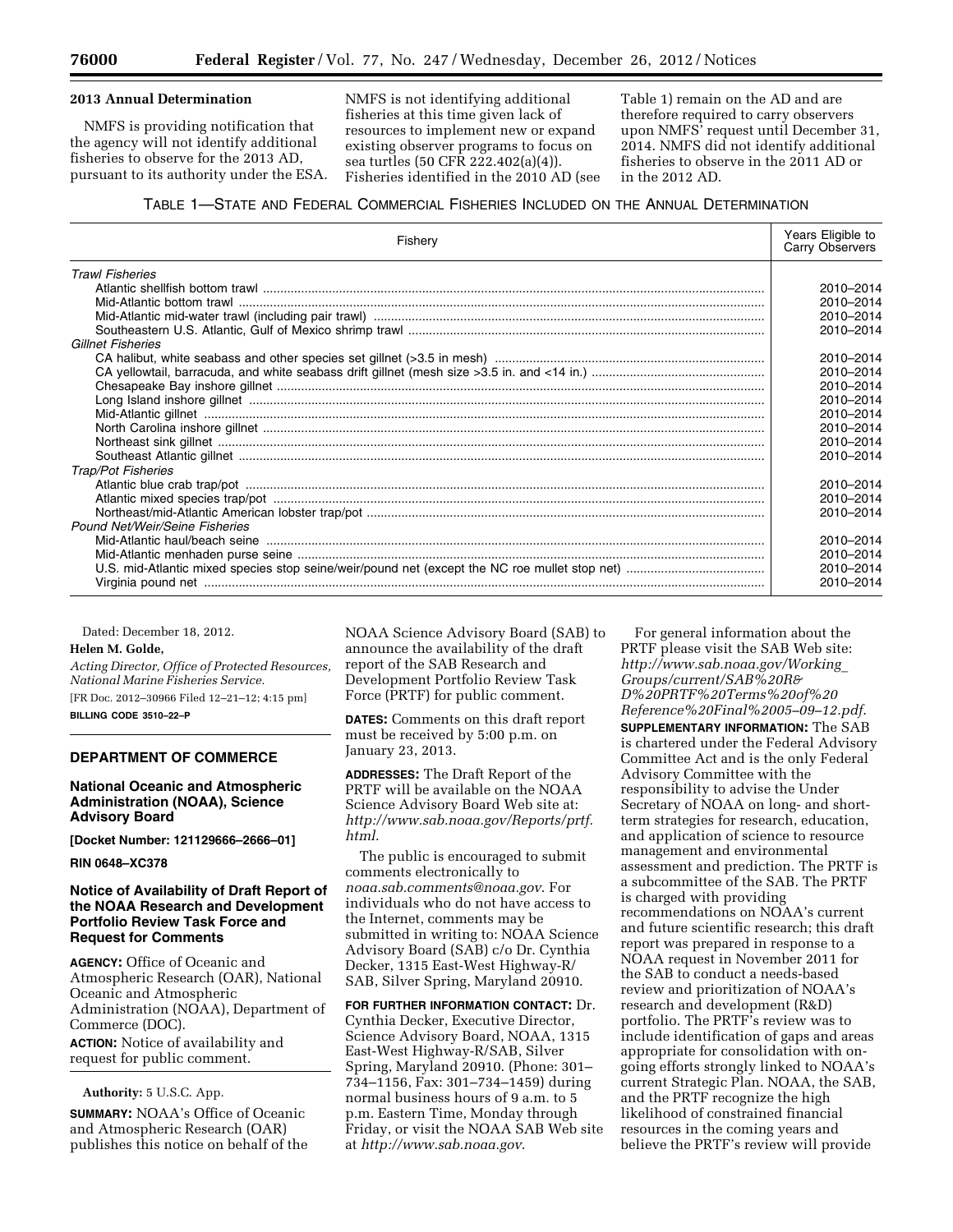### 2013 Annual Determination

NMFS is providing notification that the agency will not identify additional fisheries to observe for the 2013 AD, pursuant to its authority under the ESA. NMFS is not identifying additional fisheries at this time given lack of resources to implement new or expand existing observer programs to focus on sea turtles (50 CFR 222.402(a)(4)). Fisheries identified in the 2010 AD (see Table 1) remain on the AD and are therefore required to carry observers upon NMFS' request until December 31, 2014. NMFS did not identify additional fisheries to observe in the 2011 AD or in the 2012 AD.

TABLE 1—STATE AND FEDERAL COMMERCIAL FISHERIES INCLUDED ON THE ANNUAL DETERMINATION

| Fishery | Years Eligible to Carry Observers |
| --- | --- |
| *Trawl Fisheries* | |
| Atlantic shellfish bottom trawl | 2010–2014 |
| Mid-Atlantic bottom trawl | 2010–2014 |
| Mid-Atlantic mid-water trawl (including pair trawl) | 2010–2014 |
| Southeastern U.S. Atlantic, Gulf of Mexico shrimp trawl | 2010–2014 |
| *Gillnet Fisheries* | |
| CA halibut, white seabass and other species set gillnet (>3.5 in mesh) | 2010–2014 |
| CA yellowtail, barracuda, and white seabass drift gillnet (mesh size >3.5 in. and <14 in.) | 2010–2014 |
| Chesapeake Bay inshore gillnet | 2010–2014 |
| Long Island inshore gillnet | 2010–2014 |
| Mid-Atlantic gillnet | 2010–2014 |
| North Carolina inshore gillnet | 2010–2014 |
| Northeast sink gillnet | 2010–2014 |
| Southeast Atlantic gillnet | 2010–2014 |
| *Trap/Pot Fisheries* | |
| Atlantic blue crab trap/pot | 2010–2014 |
| Atlantic mixed species trap/pot | 2010–2014 |
| Northeast/mid-Atlantic American lobster trap/pot | 2010–2014 |
| *Pound Net/Weir/Seine Fisheries* | |
| Mid-Atlantic haul/beach seine | 2010–2014 |
| Mid-Atlantic menhaden purse seine | 2010–2014 |
| U.S. mid-Atlantic mixed species stop seine/weir/pound net (except the NC roe mullet stop net) | 2010–2014 |
| Virginia pound net | 2010–2014 |

Dated: December 18, 2012.

**Helen M. Golde,**

*Acting Director, Office of Protected Resources, National Marine Fisheries Service.*

[FR Doc. 2012–30966 Filed 12–21–12; 4:15 pm]

**BILLING CODE 3510–22–P**

## DEPARTMENT OF COMMERCE

### National Oceanic and Atmospheric Administration (NOAA), Science Advisory Board

**[Docket Number: 121129666–2666–01]**

**RIN 0648–XC378**

### Notice of Availability of Draft Report of the NOAA Research and Development Portfolio Review Task Force and Request for Comments

**AGENCY:** Office of Oceanic and Atmospheric Research (OAR), National Oceanic and Atmospheric Administration (NOAA), Department of Commerce (DOC).

**ACTION:** Notice of availability and request for public comment.

**Authority:** 5 U.S.C. App.

**SUMMARY:** NOAA's Office of Oceanic and Atmospheric Research (OAR) publishes this notice on behalf of the NOAA Science Advisory Board (SAB) to announce the availability of the draft report of the SAB Research and Development Portfolio Review Task Force (PRTF) for public comment.

**DATES:** Comments on this draft report must be received by 5:00 p.m. on January 23, 2013.

**ADDRESSES:** The Draft Report of the PRTF will be available on the NOAA Science Advisory Board Web site at: *http://www.sab.noaa.gov/Reports/prtf.html.*

The public is encouraged to submit comments electronically to *noaa.sab.comments@noaa.gov*. For individuals who do not have access to the Internet, comments may be submitted in writing to: NOAA Science Advisory Board (SAB) c/o Dr. Cynthia Decker, 1315 East-West Highway-R/SAB, Silver Spring, Maryland 20910.

**FOR FURTHER INFORMATION CONTACT:** Dr. Cynthia Decker, Executive Director, Science Advisory Board, NOAA, 1315 East-West Highway-R/SAB, Silver Spring, Maryland 20910. (Phone: 301–734–1156, Fax: 301–734–1459) during normal business hours of 9 a.m. to 5 p.m. Eastern Time, Monday through Friday, or visit the NOAA SAB Web site at *http://www.sab.noaa.gov*.

For general information about the PRTF please visit the SAB Web site: *http://www.sab.noaa.gov/Working_Groups/current/SAB%20R&D%20PRTF%20Terms%20of%20Reference%20Final%2005–09–12.pdf.*

**SUPPLEMENTARY INFORMATION:** The SAB is chartered under the Federal Advisory Committee Act and is the only Federal Advisory Committee with the responsibility to advise the Under Secretary of NOAA on long- and short-term strategies for research, education, and application of science to resource management and environmental assessment and prediction. The PRTF is a subcommittee of the SAB. The PRTF is charged with providing recommendations on NOAA's current and future scientific research; this draft report was prepared in response to a NOAA request in November 2011 for the SAB to conduct a needs-based review and prioritization of NOAA's research and development (R&D) portfolio. The PRTF's review was to include identification of gaps and areas appropriate for consolidation with ongoing efforts strongly linked to NOAA's current Strategic Plan. NOAA, the SAB, and the PRTF recognize the high likelihood of constrained financial resources in the coming years and believe the PRTF's review will provide